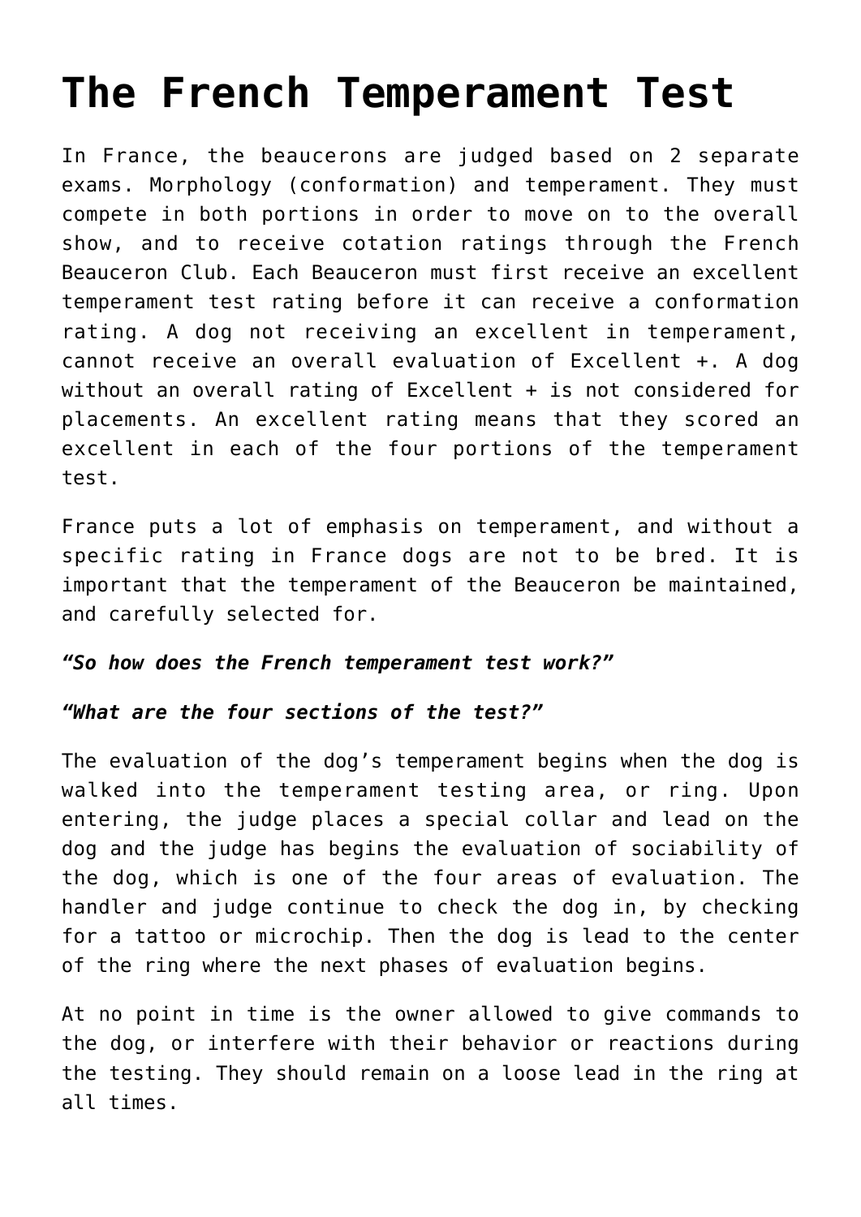# The French Temperament Test

In France, the beaucerons are judged based on 2 separate exams. Morphology (conformation) and temperament. They must compete in both portions in order to move on to the overall show, and to receive cotation ratings through the French Beauceron Club. Each Beauceron must first receive an excellent temperament test rating before it can receive a conformation rating. A dog not receiving an excellent in temperament, cannot receive an overall evaluation of Excellent +. A dog without an overall rating of Excellent + is not considered for placements. An excellent rating means that they scored an excellent in each of the four portions of the temperament test.

France puts a lot of emphasis on temperament, and without a specific rating in France dogs are not to be bred. It is important that the temperament of the Beauceron be maintained, and carefully selected for.

***"So how does the French temperament test work?"***

***"What are the four sections of the test?"***

The evaluation of the dog's temperament begins when the dog is walked into the temperament testing area, or ring. Upon entering, the judge places a special collar and lead on the dog and the judge has begins the evaluation of sociability of the dog, which is one of the four areas of evaluation. The handler and judge continue to check the dog in, by checking for a tattoo or microchip. Then the dog is lead to the center of the ring where the next phases of evaluation begins.

At no point in time is the owner allowed to give commands to the dog, or interfere with their behavior or reactions during the testing. They should remain on a loose lead in the ring at all times.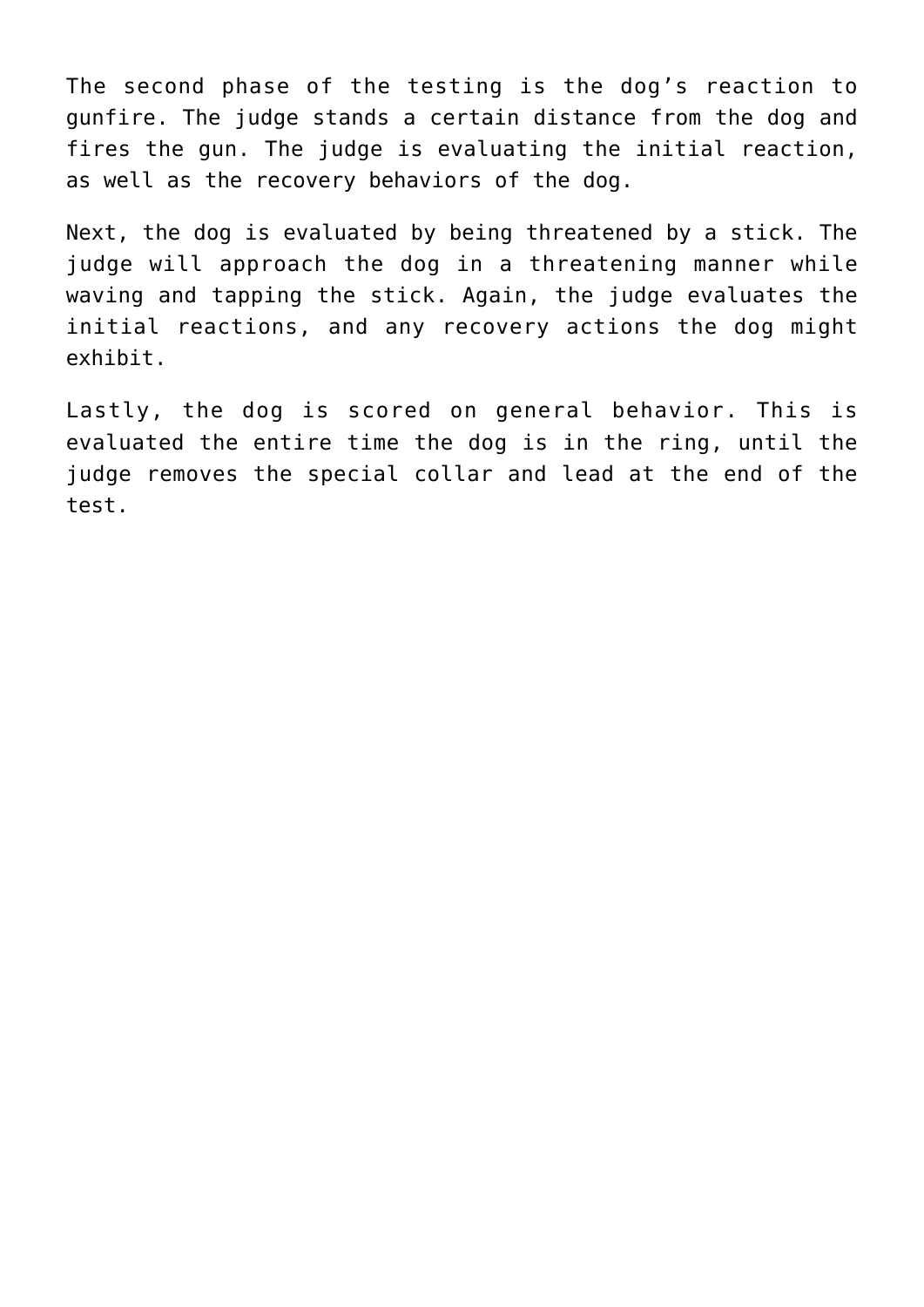The second phase of the testing is the dog’s reaction to gunfire. The judge stands a certain distance from the dog and fires the gun. The judge is evaluating the initial reaction, as well as the recovery behaviors of the dog.

Next, the dog is evaluated by being threatened by a stick. The judge will approach the dog in a threatening manner while waving and tapping the stick. Again, the judge evaluates the initial reactions, and any recovery actions the dog might exhibit.

Lastly, the dog is scored on general behavior. This is evaluated the entire time the dog is in the ring, until the judge removes the special collar and lead at the end of the test.